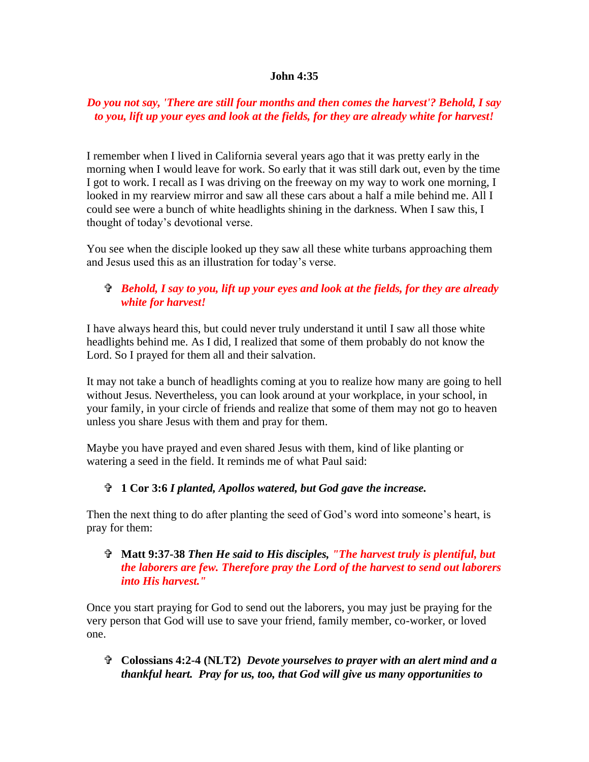**John 4:35**

***Do you not say, 'There are still four months and then comes the harvest'? Behold, I say to you, lift up your eyes and look at the fields, for they are already white for harvest!***

I remember when I lived in California several years ago that it was pretty early in the morning when I would leave for work. So early that it was still dark out, even by the time I got to work. I recall as I was driving on the freeway on my way to work one morning, I looked in my rearview mirror and saw all these cars about a half a mile behind me. All I could see were a bunch of white headlights shining in the darkness. When I saw this, I thought of today's devotional verse.

You see when the disciple looked up they saw all these white turbans approaching them and Jesus used this as an illustration for today's verse.

- ***Behold, I say to you, lift up your eyes and look at the fields, for they are already white for harvest!***

I have always heard this, but could never truly understand it until I saw all those white headlights behind me. As I did, I realized that some of them probably do not know the Lord. So I prayed for them all and their salvation.

It may not take a bunch of headlights coming at you to realize how many are going to hell without Jesus. Nevertheless, you can look around at your workplace, in your school, in your family, in your circle of friends and realize that some of them may not go to heaven unless you share Jesus with them and pray for them.

Maybe you have prayed and even shared Jesus with them, kind of like planting or watering a seed in the field. It reminds me of what Paul said:

- **1 Cor 3:6** ***I planted, Apollos watered, but God gave the increase.***

Then the next thing to do after planting the seed of God's word into someone's heart, is pray for them:

- **Matt 9:37-38** ***Then He said to His disciples, "The harvest truly is plentiful, but the laborers are few. Therefore pray the Lord of the harvest to send out laborers into His harvest."***

Once you start praying for God to send out the laborers, you may just be praying for the very person that God will use to save your friend, family member, co-worker, or loved one.

- **Colossians 4:2-4 (NLT2)** ***Devote yourselves to prayer with an alert mind and a thankful heart. Pray for us, too, that God will give us many opportunities to***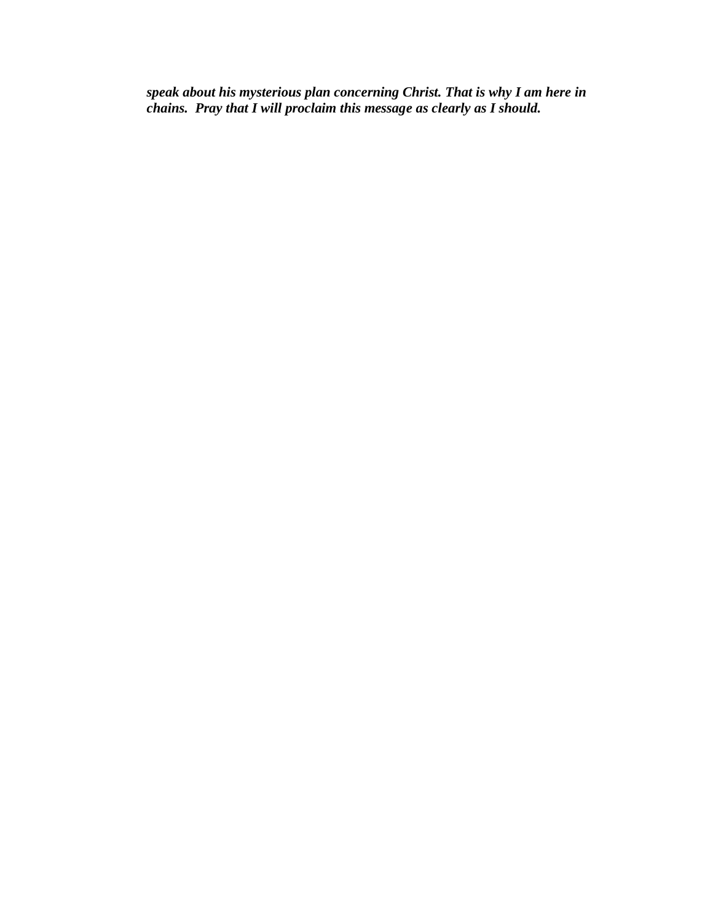***speak about his mysterious plan concerning Christ. That is why I am here in chains. Pray that I will proclaim this message as clearly as I should.***